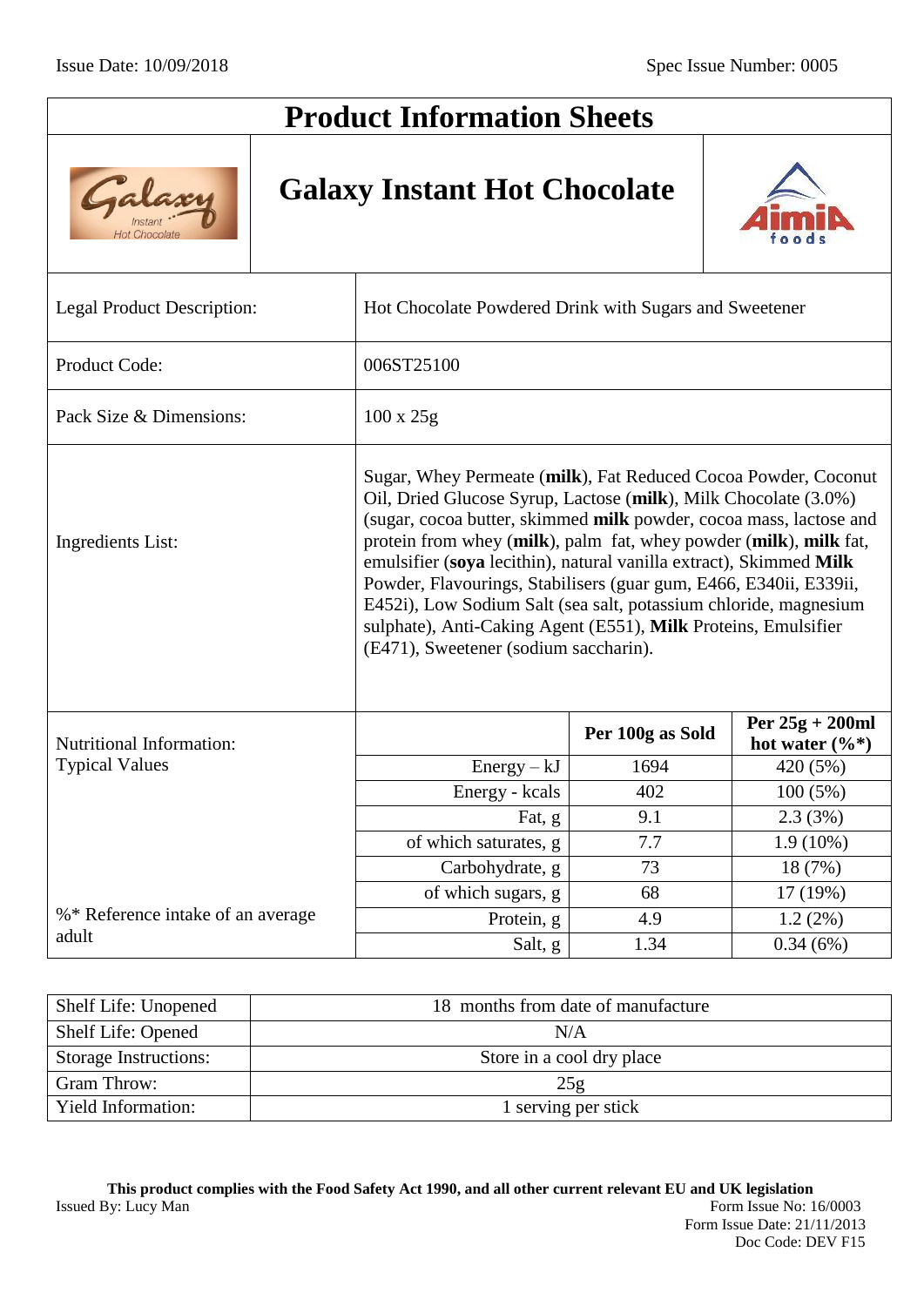Issue Date: 10/09/2018

Spec Issue Number: 0005

# Product Information Sheets

## Galaxy Instant Hot Chocolate

| | |
|---|---|
| Legal Product Description: | Hot Chocolate Powdered Drink with Sugars and Sweetener |
| Product Code: | 006ST25100 |
| Pack Size & Dimensions: | 100 x 25g |
| Ingredients List: | Sugar, Whey Permeate (**milk**), Fat Reduced Cocoa Powder, Coconut Oil, Dried Glucose Syrup, Lactose (**milk**), Milk Chocolate (3.0%) (sugar, cocoa butter, skimmed **milk** powder, cocoa mass, lactose and protein from whey (**milk**), palm fat, whey powder (**milk**), **milk** fat, emulsifier (**soya** lecithin), natural vanilla extract), Skimmed **Milk** Powder, Flavourings, Stabilisers (guar gum, E466, E340ii, E339ii, E452i), Low Sodium Salt (sea salt, potassium chloride, magnesium sulphate), Anti-Caking Agent (E551), **Milk** Proteins, Emulsifier (E471), Sweetener (sodium saccharin). |

Nutritional Information: Typical Values

| | **Per 100g as Sold** | **Per 25g + 200ml hot water (%*)** |
|---|---|---|
| Energy – kJ | 1694 | 420 (5%) |
| Energy - kcals | 402 | 100 (5%) |
| Fat, g | 9.1 | 2.3 (3%) |
| of which saturates, g | 7.7 | 1.9 (10%) |
| Carbohydrate, g | 73 | 18 (7%) |
| of which sugars, g | 68 | 17 (19%) |
| Protein, g | 4.9 | 1.2 (2%) |
| Salt, g | 1.34 | 0.34 (6%) |

%* Reference intake of an average adult

| | |
|---|---|
| Shelf Life: Unopened | 18 months from date of manufacture |
| Shelf Life: Opened | N/A |
| Storage Instructions: | Store in a cool dry place |
| Gram Throw: | 25g |
| Yield Information: | 1 serving per stick |

**This product complies with the Food Safety Act 1990, and all other current relevant EU and UK legislation**

Issued By: Lucy Man

Form Issue No: 16/0003
Form Issue Date: 21/11/2013
Doc Code: DEV F15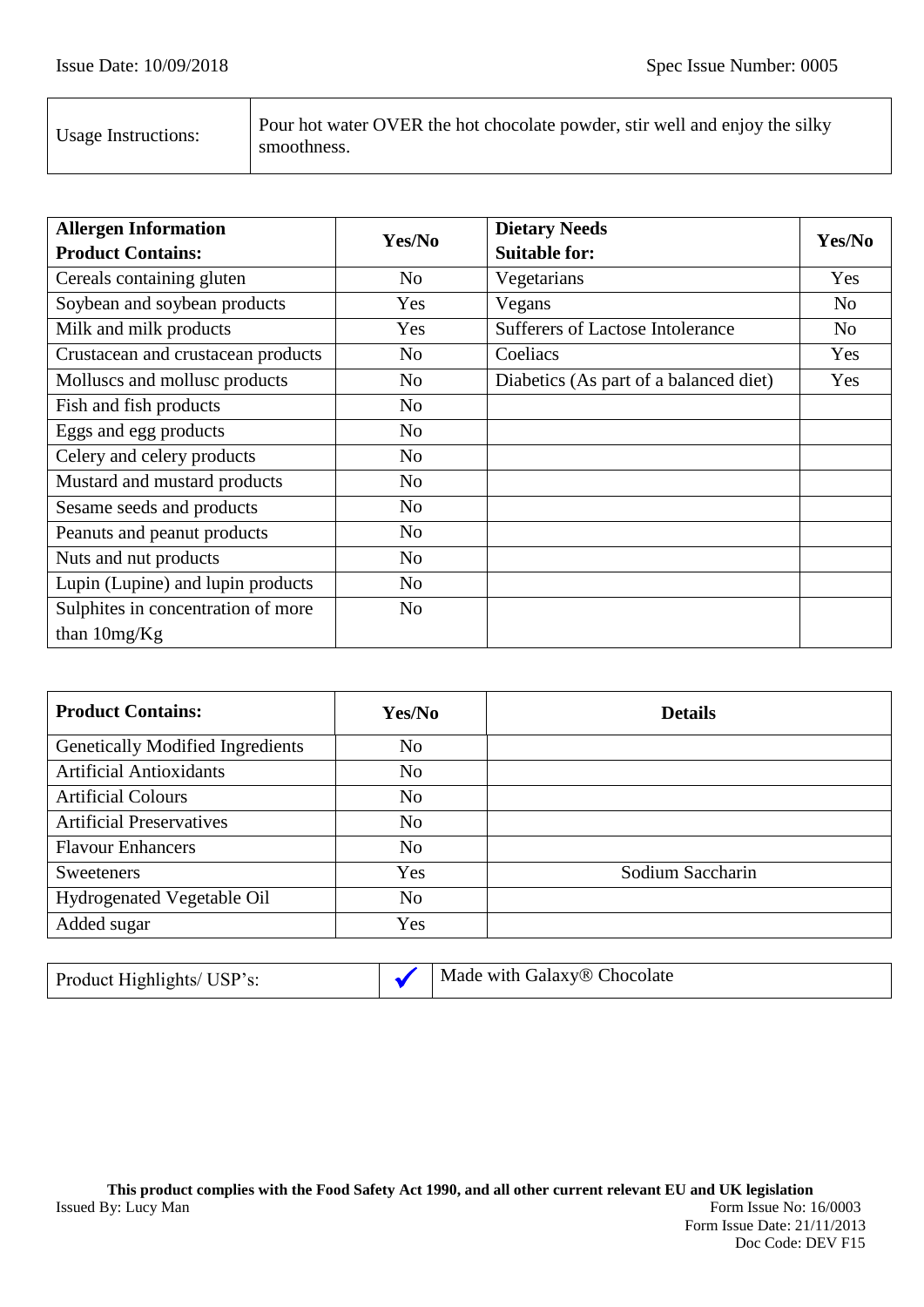| Usage Instructions: | Pour hot water OVER the hot chocolate powder, stir well and enjoy the silky smoothness. |
|---|---|

| **Allergen Information Product Contains:** | **Yes/No** | **Dietary Needs Suitable for:** | **Yes/No** |
|---|---|---|---|
| Cereals containing gluten | No | Vegetarians | Yes |
| Soybean and soybean products | Yes | Vegans | No |
| Milk and milk products | Yes | Sufferers of Lactose Intolerance | No |
| Crustacean and crustacean products | No | Coeliacs | Yes |
| Molluscs and mollusc products | No | Diabetics (As part of a balanced diet) | Yes |
| Fish and fish products | No | | |
| Eggs and egg products | No | | |
| Celery and celery products | No | | |
| Mustard and mustard products | No | | |
| Sesame seeds and products | No | | |
| Peanuts and peanut products | No | | |
| Nuts and nut products | No | | |
| Lupin (Lupine) and lupin products | No | | |
| Sulphites in concentration of more than 10mg/Kg | No | | |

| **Product Contains:** | **Yes/No** | **Details** |
|---|---|---|
| Genetically Modified Ingredients | No | |
| Artificial Antioxidants | No | |
| Artificial Colours | No | |
| Artificial Preservatives | No | |
| Flavour Enhancers | No | |
| Sweeteners | Yes | Sodium Saccharin |
| Hydrogenated Vegetable Oil | No | |
| Added sugar | Yes | |

| Product Highlights/ USP's: | ✔ | Made with Galaxy® Chocolate |
|---|---|---|

**This product complies with the Food Safety Act 1990, and all other current relevant EU and UK legislation**

Issued By: Lucy Man

Form Issue No: 16/0003
Form Issue Date: 21/11/2013
Doc Code: DEV F15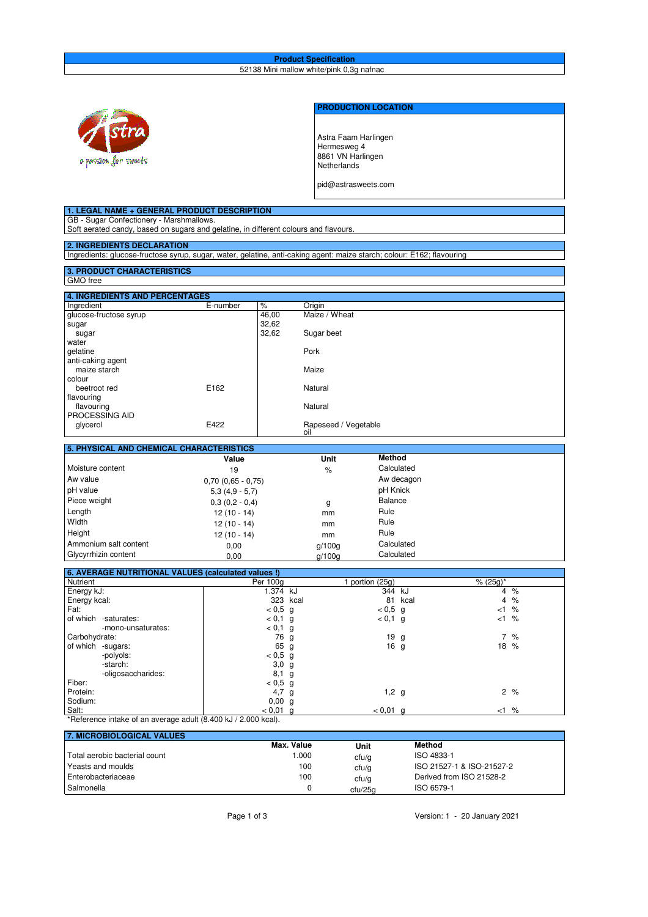# Product Specification

52138 Mini mallow white/pink 0,3g nafnac

## PRODUCTION LOCATION

Astra Faam Harlingen
Hermesweg 4
8861 VN Harlingen
Netherlands

pid@astrasweets.com

## 1. LEGAL NAME + GENERAL PRODUCT DESCRIPTION

GB - Sugar Confectionery - Marshmallows.
Soft aerated candy, based on sugars and gelatine, in different colours and flavours.

## 2. INGREDIENTS DECLARATION

Ingredients: glucose-fructose syrup, sugar, water, gelatine, anti-caking agent: maize starch; colour: E162; flavouring

## 3. PRODUCT CHARACTERISTICS

GMO free

## 4. INGREDIENTS AND PERCENTAGES

| Ingredient | E-number | % | Origin |
|---|---|---|---|
| glucose-fructose syrup | | 46,00 | Maize / Wheat |
| sugar | | 32,62 | |
| sugar | | 32,62 | Sugar beet |
| water | | | |
| gelatine | | | Pork |
| anti-caking agent | | | |
| maize starch | | | Maize |
| colour | | | |
| beetroot red | E162 | | Natural |
| flavouring | | | |
| flavouring | | | Natural |
| PROCESSING AID | | | |
| glycerol | E422 | | Rapeseed / Vegetable oil |

## 5. PHYSICAL AND CHEMICAL CHARACTERISTICS

| | Value | Unit | Method |
|---|---|---|---|
| Moisture content | 19 | % | Calculated |
| Aw value | 0,70 (0,65 - 0,75) | | Aw decagon |
| pH value | 5,3 (4,9 - 5,7) | | pH Knick |
| Piece weight | 0,3 (0,2 - 0,4) | g | Balance |
| Length | 12 (10 - 14) | mm | Rule |
| Width | 12 (10 - 14) | mm | Rule |
| Height | 12 (10 - 14) | mm | Rule |
| Ammonium salt content | 0,00 | g/100g | Calculated |
| Glycyrrhizin content | 0,00 | g/100g | Calculated |

## 6. AVERAGE NUTRITIONAL VALUES (calculated values !)

| Nutrient | Per 100g | 1 portion (25g) | % (25g)* |
|---|---|---|---|
| Energy kJ: | 1.374 kJ | 344 kJ | 4 % |
| Energy kcal: | 323 kcal | 81 kcal | 4 % |
| Fat: | < 0,5 g | < 0,5 g | <1 % |
| of which -saturates: | < 0,1 g | < 0,1 g | <1 % |
| -mono-unsaturates: | < 0,1 g | | |
| Carbohydrate: | 76 g | 19 g | 7 % |
| of which -sugars: | 65 g | 16 g | 18 % |
| -polyols: | < 0,5 g | | |
| -starch: | 3,0 g | | |
| -oligosaccharides: | 8,1 g | | |
| Fiber: | < 0,5 g | | |
| Protein: | 4,7 g | 1,2 g | 2 % |
| Sodium: | 0,00 g | | |
| Salt: | < 0,01 g | < 0,01 g | <1 % |

*Reference intake of an average adult (8.400 kJ / 2.000 kcal).

## 7. MICROBIOLOGICAL VALUES

| | Max. Value | Unit | Method |
|---|---|---|---|
| Total aerobic bacterial count | 1.000 | cfu/g | ISO 4833-1 |
| Yeasts and moulds | 100 | cfu/g | ISO 21527-1 & ISO-21527-2 |
| Enterobacteriaceae | 100 | cfu/g | Derived from ISO 21528-2 |
| Salmonella | 0 | cfu/25g | ISO 6579-1 |

Version: 1 - 20 January 2021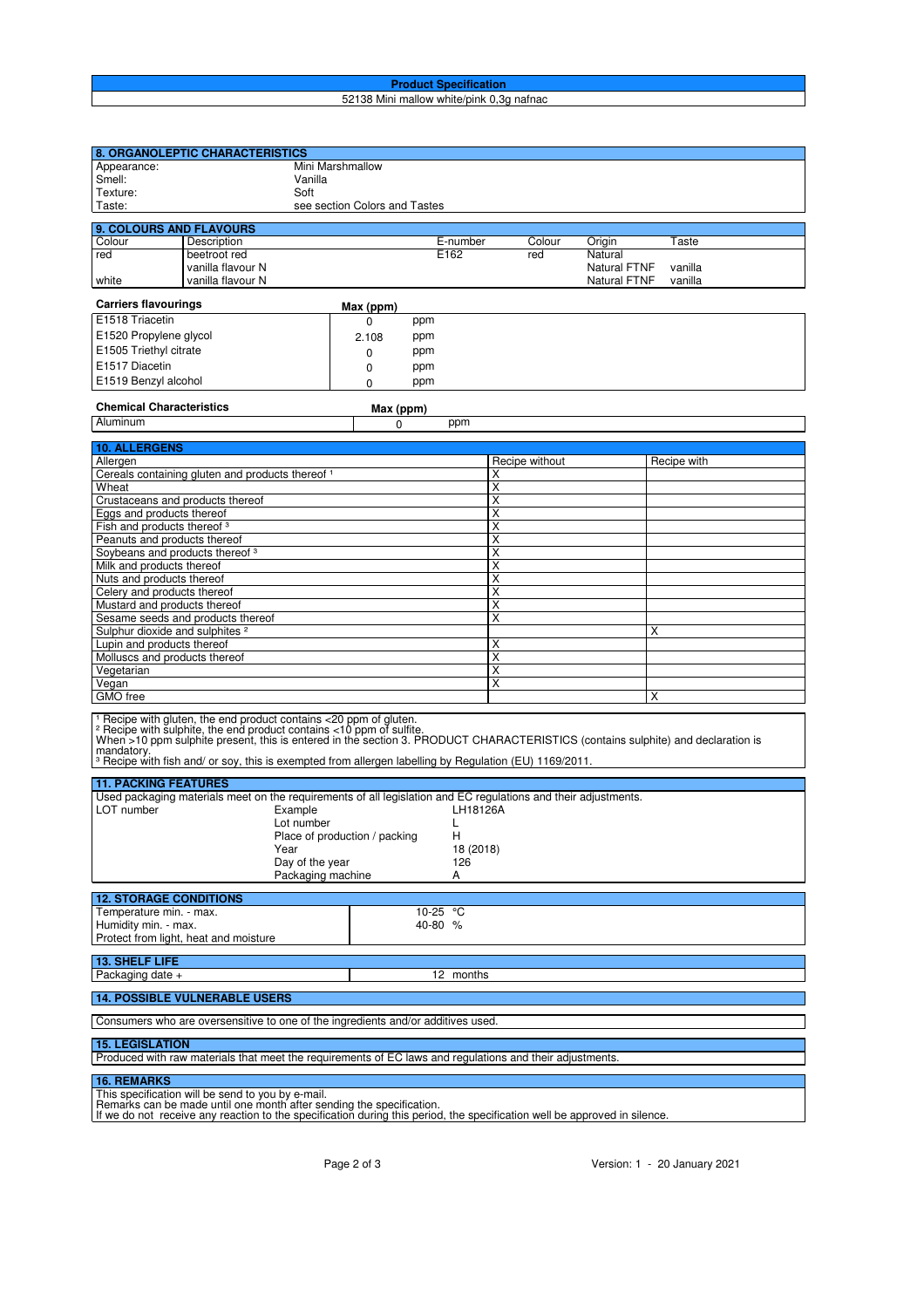**Product Specification**

52138 Mini mallow white/pink 0,3g nafnac

## 8. ORGANOLEPTIC CHARACTERISTICS

| | |
|---|---|
| Appearance: | Mini Marshmallow |
| Smell: | Vanilla |
| Texture: | Soft |
| Taste: | see section Colors and Tastes |

## 9. COLOURS AND FLAVOURS

| Colour | Description | E-number | Colour | Origin | Taste |
|---|---|---|---|---|---|
| red | beetroot red | E162 | red | Natural | |
| | vanilla flavour N | | | Natural FTNF | vanilla |
| white | vanilla flavour N | | | Natural FTNF | vanilla |

| Carriers flavourings | Max (ppm) | |
|---|---|---|
| E1518 Triacetin | 0 | ppm |
| E1520 Propylene glycol | 2.108 | ppm |
| E1505 Triethyl citrate | 0 | ppm |
| E1517 Diacetin | 0 | ppm |
| E1519 Benzyl alcohol | 0 | ppm |

| Chemical Characteristics | Max (ppm) | |
|---|---|---|
| Aluminum | 0 | ppm |

## 10. ALLERGENS

| Allergen | Recipe without | Recipe with |
|---|---|---|
| Cereals containing gluten and products thereof [1] | X | |
| Wheat | X | |
| Crustaceans and products thereof | X | |
| Eggs and products thereof | X | |
| Fish and products thereof [3] | X | |
| Peanuts and products thereof | X | |
| Soybeans and products thereof [3] | X | |
| Milk and products thereof | X | |
| Nuts and products thereof | X | |
| Celery and products thereof | X | |
| Mustard and products thereof | X | |
| Sesame seeds and products thereof | X | |
| Sulphur dioxide and sulphites [2] | | X |
| Lupin and products thereof | X | |
| Molluscs and products thereof | X | |
| Vegetarian | X | |
| Vegan | X | |
| GMO free | | X |

[1] Recipe with gluten, the end product contains <20 ppm of gluten.
[2] Recipe with sulphite, the end product contains <10 ppm of sulfite.
When >10 ppm sulphite present, this is entered in the section 3. PRODUCT CHARACTERISTICS (contains sulphite) and declaration is mandatory.
[3] Recipe with fish and/ or soy, this is exempted from allergen labelling by Regulation (EU) 1169/2011.

## 11. PACKING FEATURES

Used packaging materials meet on the requirements of all legislation and EC regulations and their adjustments.

| LOT number | Example | LH18126A |
|---|---|---|
| | Lot number | L |
| | Place of production / packing | H |
| | Year | 18 (2018) |
| | Day of the year | 126 |
| | Packaging machine | A |

## 12. STORAGE CONDITIONS

| | |
|---|---|
| Temperature min. - max. | 10-25 °C |
| Humidity min. - max. | 40-80 % |
| Protect from light, heat and moisture | |

## 13. SHELF LIFE

| | |
|---|---|
| Packaging date + | 12 months |

## 14. POSSIBLE VULNERABLE USERS

Consumers who are oversensitive to one of the ingredients and/or additives used.

## 15. LEGISLATION

Produced with raw materials that meet the requirements of EC laws and regulations and their adjustments.

## 16. REMARKS

This specification will be send to you by e-mail.
Remarks can be made until one month after sending the specification.
If we do not receive any reaction to the specification during this period, the specification well be approved in silence.

Version: 1 - 20 January 2021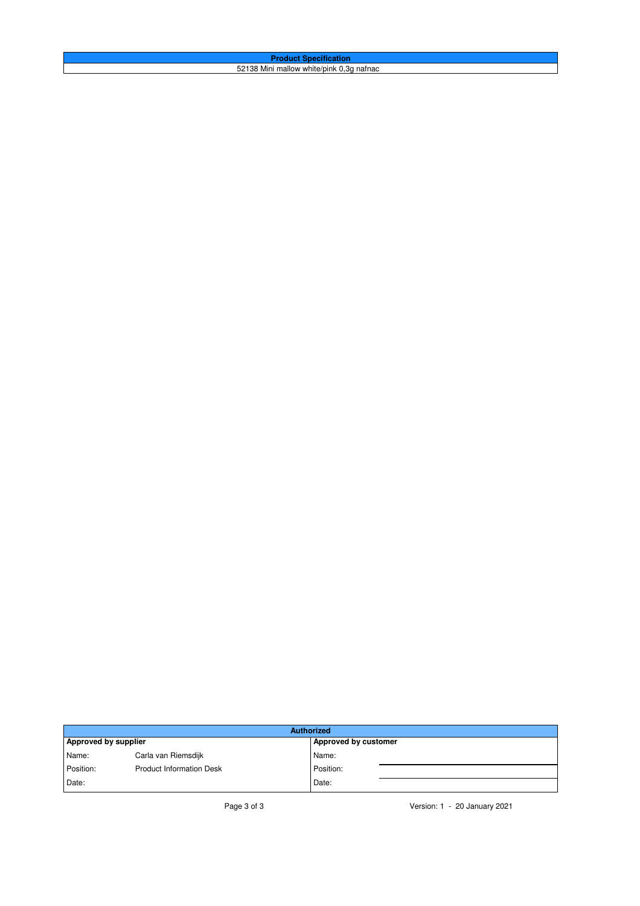| Product Specification |
| --- |
| 52138 Mini mallow white/pink 0,3g nafnac |

| Authorized | | | |
| --- | --- | --- | --- |
| **Approved by supplier** | | **Approved by customer** | |
| Name: | Carla van Riemsdijk | Name: | |
| Position: | Product Information Desk | Position: | |
| Date: | | Date: | |

Version: 1 - 20 January 2021